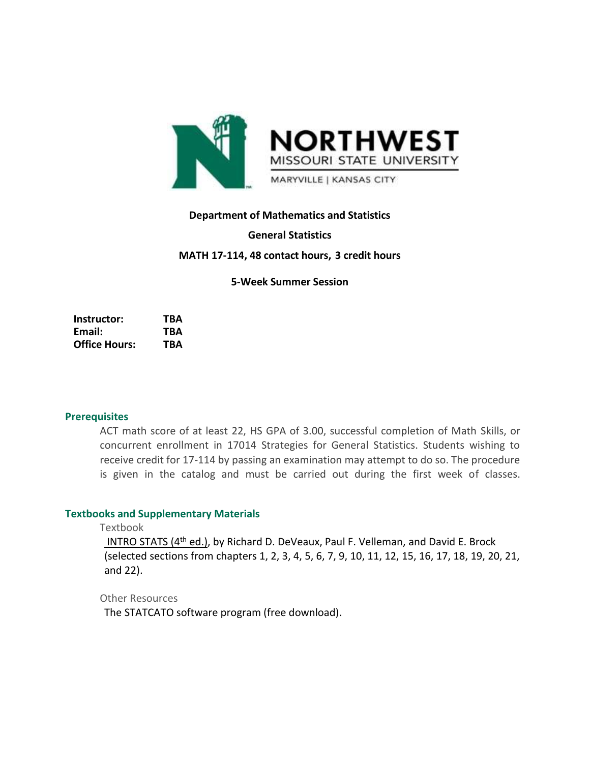**Department of Mathematics and Statistics**

**General Statistics**

**MATH 17-114, 48 contact hours, 3 credit hours**

**5-Week Summer Session**

**Instructor:** TBA
**Email:** TBA
**Office Hours:** TBA

## Prerequisites

ACT math score of at least 22, HS GPA of 3.00, successful completion of Math Skills, or concurrent enrollment in 17014 Strategies for General Statistics. Students wishing to receive credit for 17-114 by passing an examination may attempt to do so. The procedure is given in the catalog and must be carried out during the first week of classes.

## Textbooks and Supplementary Materials

### Textbook

INTRO STATS (4th ed.), by Richard D. DeVeaux, Paul F. Velleman, and David E. Brock (selected sections from chapters 1, 2, 3, 4, 5, 6, 7, 9, 10, 11, 12, 15, 16, 17, 18, 19, 20, 21, and 22).

### Other Resources

The STATCATO software program (free download).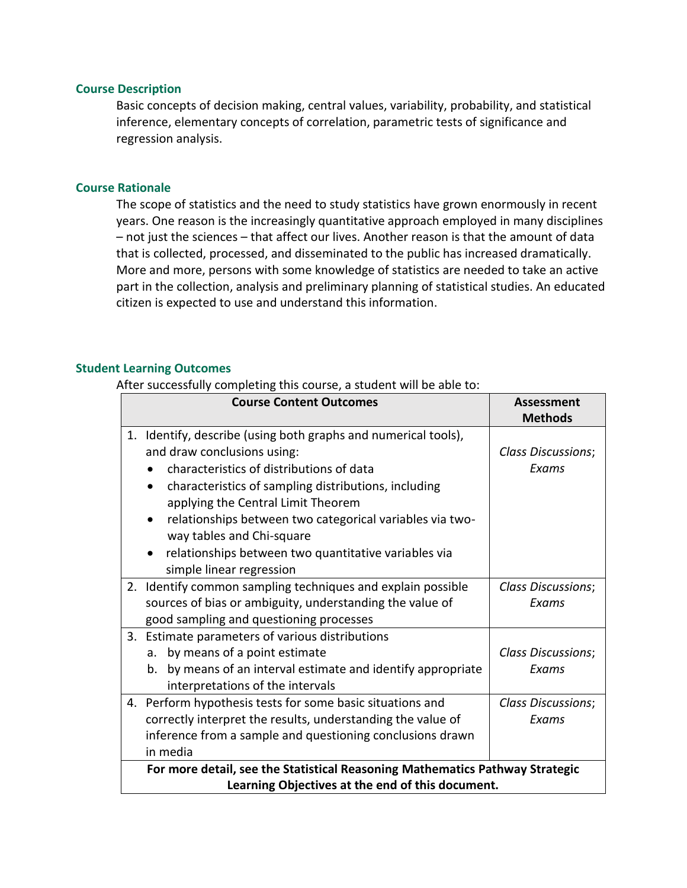## Course Description

Basic concepts of decision making, central values, variability, probability, and statistical inference, elementary concepts of correlation, parametric tests of significance and regression analysis.

## Course Rationale

The scope of statistics and the need to study statistics have grown enormously in recent years. One reason is the increasingly quantitative approach employed in many disciplines – not just the sciences – that affect our lives. Another reason is that the amount of data that is collected, processed, and disseminated to the public has increased dramatically. More and more, persons with some knowledge of statistics are needed to take an active part in the collection, analysis and preliminary planning of statistical studies. An educated citizen is expected to use and understand this information.

## Student Learning Outcomes

After successfully completing this course, a student will be able to:

| Course Content Outcomes | Assessment Methods |
|---|---|
| 1. Identify, describe (using both graphs and numerical tools), and draw conclusions using:<br>• characteristics of distributions of data<br>• characteristics of sampling distributions, including applying the Central Limit Theorem<br>• relationships between two categorical variables via two-way tables and Chi-square<br>• relationships between two quantitative variables via simple linear regression | *Class Discussions*; *Exams* |
| 2. Identify common sampling techniques and explain possible sources of bias or ambiguity, understanding the value of good sampling and questioning processes | *Class Discussions*; *Exams* |
| 3. Estimate parameters of various distributions<br>a. by means of a point estimate<br>b. by means of an interval estimate and identify appropriate interpretations of the intervals | *Class Discussions*; *Exams* |
| 4. Perform hypothesis tests for some basic situations and correctly interpret the results, understanding the value of inference from a sample and questioning conclusions drawn in media | *Class Discussions*; *Exams* |
| **For more detail, see the Statistical Reasoning Mathematics Pathway Strategic Learning Objectives at the end of this document.** | |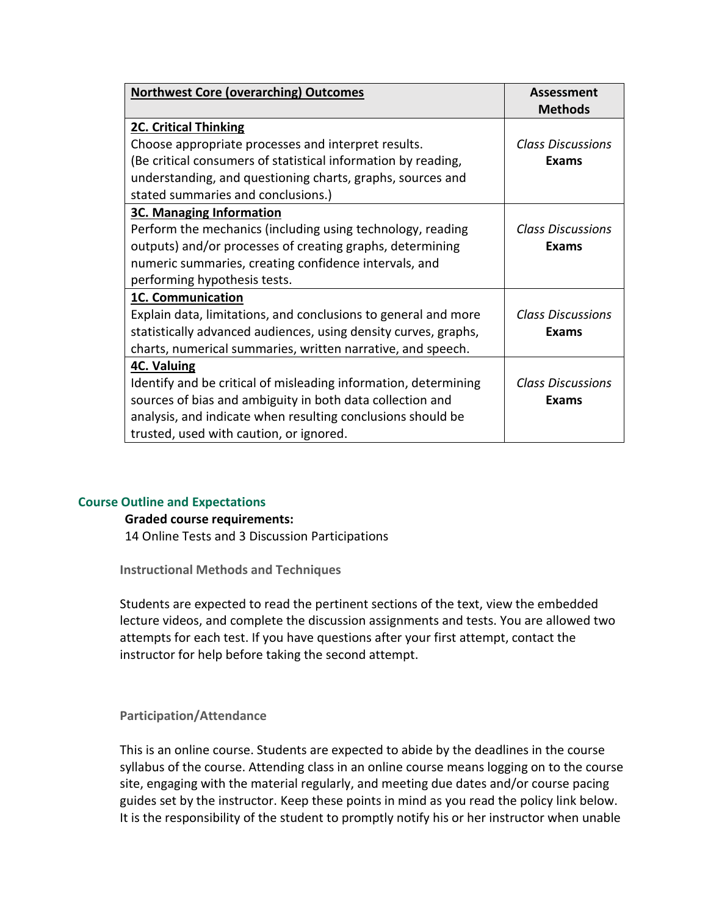| **Northwest Core (overarching) Outcomes** | **Assessment Methods** |
| --- | --- |
| **2C. Critical Thinking**<br>Choose appropriate processes and interpret results.<br>(Be critical consumers of statistical information by reading, understanding, and questioning charts, graphs, sources and stated summaries and conclusions.) | *Class Discussions*<br>**Exams** |
| **3C. Managing Information**<br>Perform the mechanics (including using technology, reading outputs) and/or processes of creating graphs, determining numeric summaries, creating confidence intervals, and performing hypothesis tests. | *Class Discussions*<br>**Exams** |
| **1C. Communication**<br>Explain data, limitations, and conclusions to general and more statistically advanced audiences, using density curves, graphs, charts, numerical summaries, written narrative, and speech. | *Class Discussions*<br>**Exams** |
| **4C. Valuing**<br>Identify and be critical of misleading information, determining sources of bias and ambiguity in both data collection and analysis, and indicate when resulting conclusions should be trusted, used with caution, or ignored. | *Class Discussions*<br>**Exams** |

## Course Outline and Expectations

**Graded course requirements:**

14 Online Tests and 3 Discussion Participations

### Instructional Methods and Techniques

Students are expected to read the pertinent sections of the text, view the embedded lecture videos, and complete the discussion assignments and tests. You are allowed two attempts for each test. If you have questions after your first attempt, contact the instructor for help before taking the second attempt.

### Participation/Attendance

This is an online course. Students are expected to abide by the deadlines in the course syllabus of the course. Attending class in an online course means logging on to the course site, engaging with the material regularly, and meeting due dates and/or course pacing guides set by the instructor. Keep these points in mind as you read the policy link below. It is the responsibility of the student to promptly notify his or her instructor when unable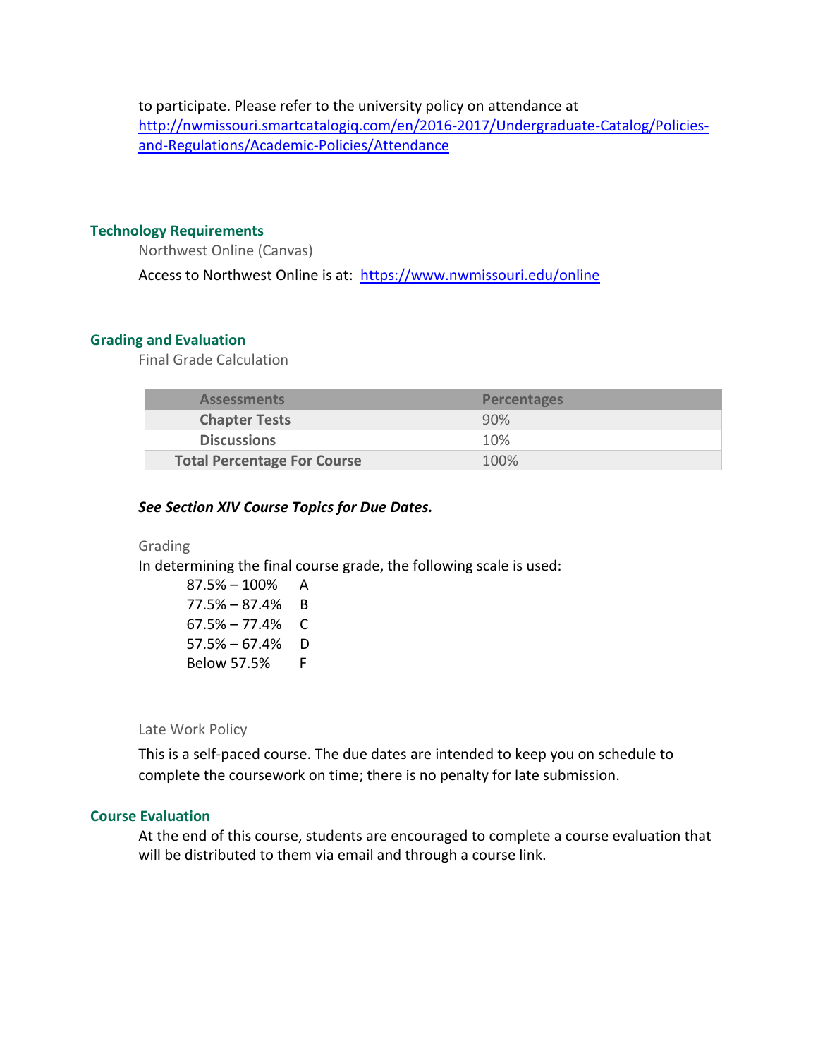to participate. Please refer to the university policy on attendance at [http://nwmissouri.smartcatalogiq.com/en/2016-2017/Undergraduate-Catalog/Policies-and-Regulations/Academic-Policies/Attendance](http://nwmissouri.smartcatalogiq.com/en/2016-2017/Undergraduate-Catalog/Policies-and-Regulations/Academic-Policies/Attendance)

## Technology Requirements

### Northwest Online (Canvas)

Access to Northwest Online is at: [https://www.nwmissouri.edu/online](https://www.nwmissouri.edu/online)

## Grading and Evaluation

### Final Grade Calculation

| Assessments | Percentages |
|---|---|
| **Chapter Tests** | 90% |
| **Discussions** | 10% |
| **Total Percentage For Course** | 100% |

***See Section XIV Course Topics for Due Dates.***

### Grading

In determining the final course grade, the following scale is used:

87.5% – 100% A
77.5% – 87.4% B
67.5% – 77.4% C
57.5% – 67.4% D
Below 57.5% F

### Late Work Policy

This is a self-paced course. The due dates are intended to keep you on schedule to complete the coursework on time; there is no penalty for late submission.

## Course Evaluation

At the end of this course, students are encouraged to complete a course evaluation that will be distributed to them via email and through a course link.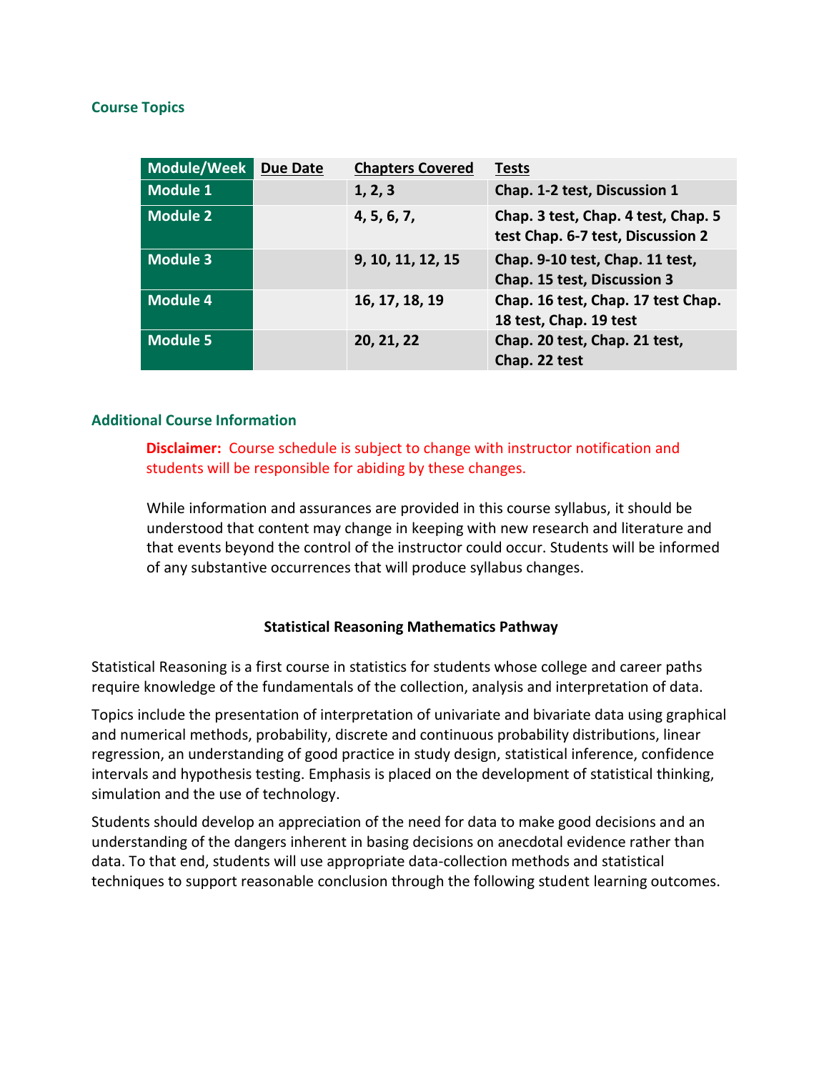### Course Topics

| Module/Week | Due Date | Chapters Covered | Tests |
|---|---|---|---|
| **Module 1** | | **1, 2, 3** | **Chap. 1-2 test, Discussion 1** |
| **Module 2** | | **4, 5, 6, 7,** | **Chap. 3 test, Chap. 4 test, Chap. 5 test Chap. 6-7 test, Discussion 2** |
| **Module 3** | | **9, 10, 11, 12, 15** | **Chap. 9-10 test, Chap. 11 test, Chap. 15 test, Discussion 3** |
| **Module 4** | | **16, 17, 18, 19** | **Chap. 16 test, Chap. 17 test Chap. 18 test, Chap. 19 test** |
| **Module 5** | | **20, 21, 22** | **Chap. 20 test, Chap. 21 test, Chap. 22 test** |

### Additional Course Information

**Disclaimer:** Course schedule is subject to change with instructor notification and students will be responsible for abiding by these changes.

While information and assurances are provided in this course syllabus, it should be understood that content may change in keeping with new research and literature and that events beyond the control of the instructor could occur. Students will be informed of any substantive occurrences that will produce syllabus changes.

**Statistical Reasoning Mathematics Pathway**

Statistical Reasoning is a first course in statistics for students whose college and career paths require knowledge of the fundamentals of the collection, analysis and interpretation of data.

Topics include the presentation of interpretation of univariate and bivariate data using graphical and numerical methods, probability, discrete and continuous probability distributions, linear regression, an understanding of good practice in study design, statistical inference, confidence intervals and hypothesis testing. Emphasis is placed on the development of statistical thinking, simulation and the use of technology.

Students should develop an appreciation of the need for data to make good decisions and an understanding of the dangers inherent in basing decisions on anecdotal evidence rather than data. To that end, students will use appropriate data-collection methods and statistical techniques to support reasonable conclusion through the following student learning outcomes.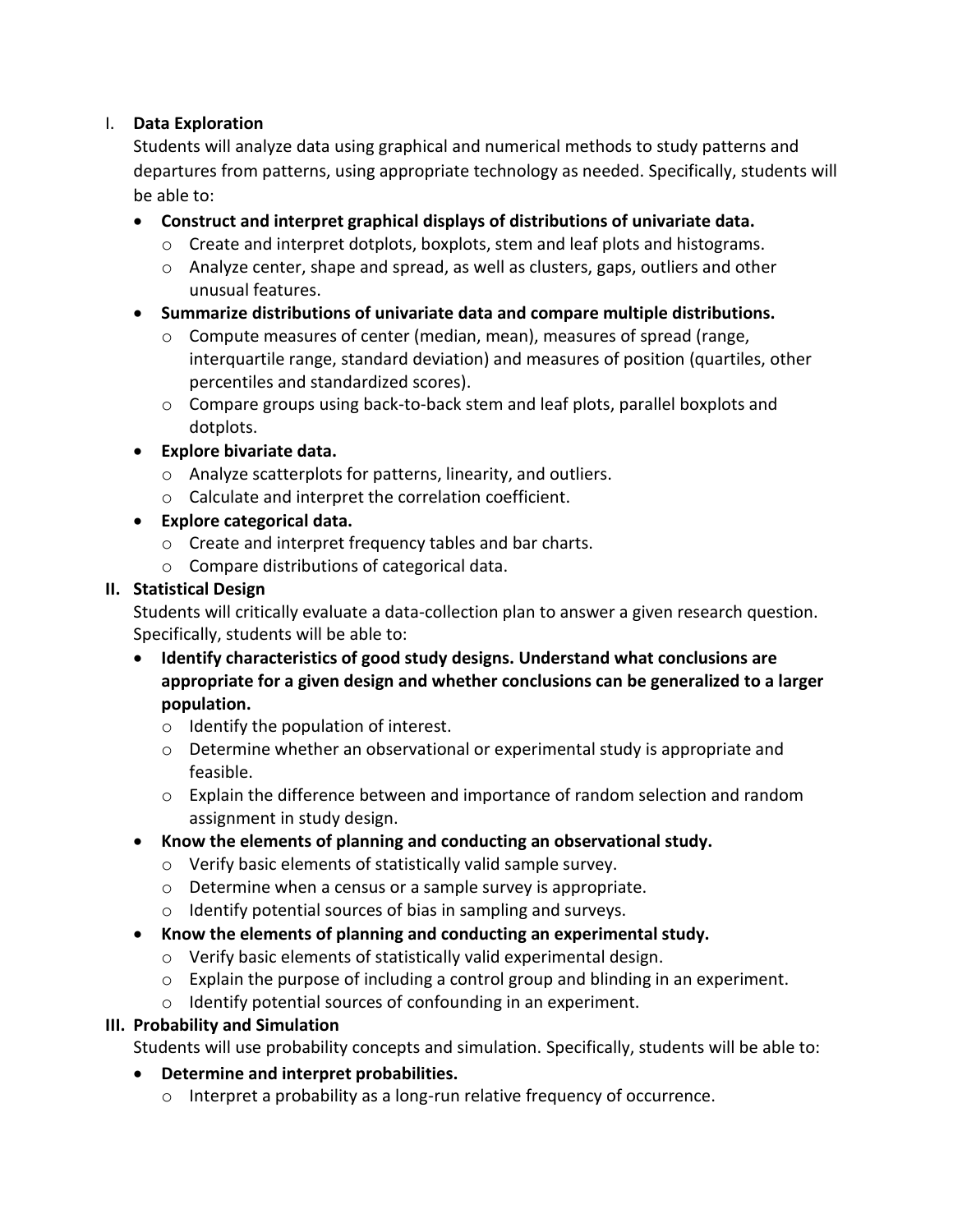I. **Data Exploration**

Students will analyze data using graphical and numerical methods to study patterns and departures from patterns, using appropriate technology as needed. Specifically, students will be able to:

- **Construct and interpret graphical displays of distributions of univariate data.**
  - Create and interpret dotplots, boxplots, stem and leaf plots and histograms.
  - Analyze center, shape and spread, as well as clusters, gaps, outliers and other unusual features.
- **Summarize distributions of univariate data and compare multiple distributions.**
  - Compute measures of center (median, mean), measures of spread (range, interquartile range, standard deviation) and measures of position (quartiles, other percentiles and standardized scores).
  - Compare groups using back-to-back stem and leaf plots, parallel boxplots and dotplots.
- **Explore bivariate data.**
  - Analyze scatterplots for patterns, linearity, and outliers.
  - Calculate and interpret the correlation coefficient.
- **Explore categorical data.**
  - Create and interpret frequency tables and bar charts.
  - Compare distributions of categorical data.

**II. Statistical Design**

Students will critically evaluate a data-collection plan to answer a given research question. Specifically, students will be able to:

- **Identify characteristics of good study designs. Understand what conclusions are appropriate for a given design and whether conclusions can be generalized to a larger population.**
  - Identify the population of interest.
  - Determine whether an observational or experimental study is appropriate and feasible.
  - Explain the difference between and importance of random selection and random assignment in study design.
- **Know the elements of planning and conducting an observational study.**
  - Verify basic elements of statistically valid sample survey.
  - Determine when a census or a sample survey is appropriate.
  - Identify potential sources of bias in sampling and surveys.
- **Know the elements of planning and conducting an experimental study.**
  - Verify basic elements of statistically valid experimental design.
  - Explain the purpose of including a control group and blinding in an experiment.
  - Identify potential sources of confounding in an experiment.

**III. Probability and Simulation**

Students will use probability concepts and simulation. Specifically, students will be able to:

- **Determine and interpret probabilities.**
  - Interpret a probability as a long-run relative frequency of occurrence.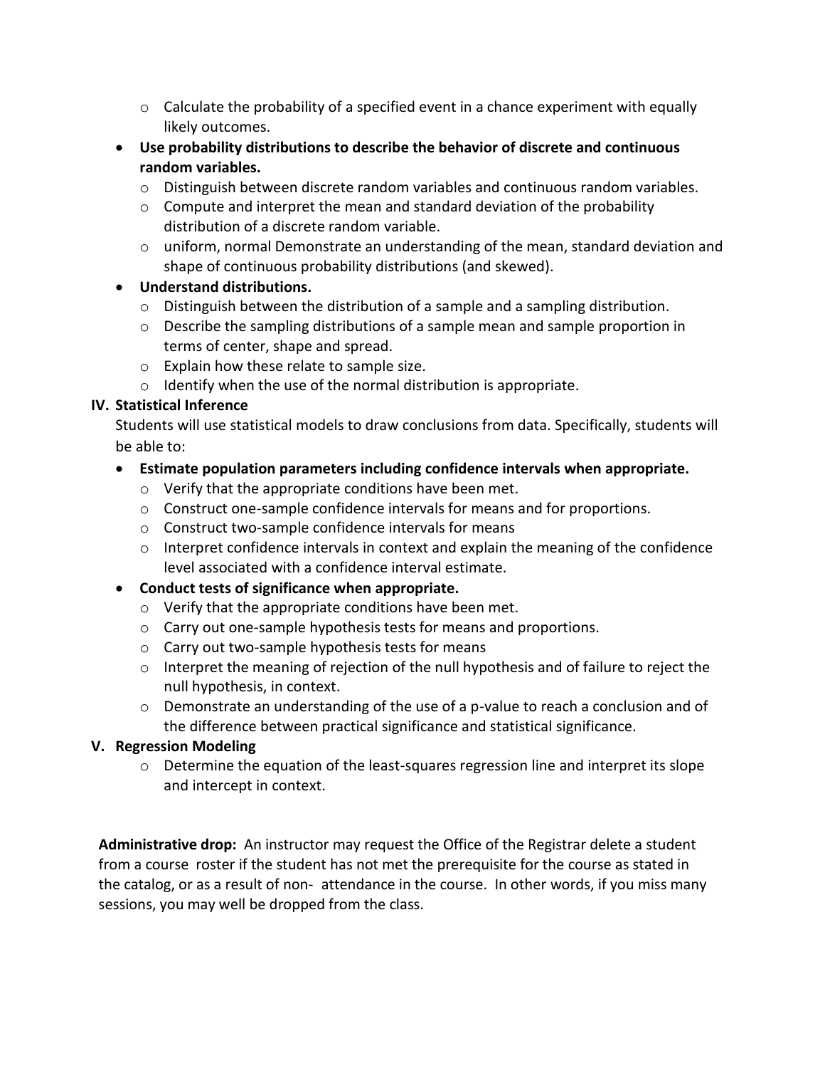- Calculate the probability of a specified event in a chance experiment with equally likely outcomes.
- **Use probability distributions to describe the behavior of discrete and continuous random variables.**
  - Distinguish between discrete random variables and continuous random variables.
  - Compute and interpret the mean and standard deviation of the probability distribution of a discrete random variable.
  - uniform, normal Demonstrate an understanding of the mean, standard deviation and shape of continuous probability distributions (and skewed).
- **Understand distributions.**
  - Distinguish between the distribution of a sample and a sampling distribution.
  - Describe the sampling distributions of a sample mean and sample proportion in terms of center, shape and spread.
  - Explain how these relate to sample size.
  - Identify when the use of the normal distribution is appropriate.

**IV. Statistical Inference**

Students will use statistical models to draw conclusions from data. Specifically, students will be able to:

- **Estimate population parameters including confidence intervals when appropriate.**
  - Verify that the appropriate conditions have been met.
  - Construct one-sample confidence intervals for means and for proportions.
  - Construct two-sample confidence intervals for means
  - Interpret confidence intervals in context and explain the meaning of the confidence level associated with a confidence interval estimate.
- **Conduct tests of significance when appropriate.**
  - Verify that the appropriate conditions have been met.
  - Carry out one-sample hypothesis tests for means and proportions.
  - Carry out two-sample hypothesis tests for means
  - Interpret the meaning of rejection of the null hypothesis and of failure to reject the null hypothesis, in context.
  - Demonstrate an understanding of the use of a p-value to reach a conclusion and of the difference between practical significance and statistical significance.

**V. Regression Modeling**

  - Determine the equation of the least-squares regression line and interpret its slope and intercept in context.

**Administrative drop:** An instructor may request the Office of the Registrar delete a student from a course roster if the student has not met the prerequisite for the course as stated in the catalog, or as a result of non- attendance in the course. In other words, if you miss many sessions, you may well be dropped from the class.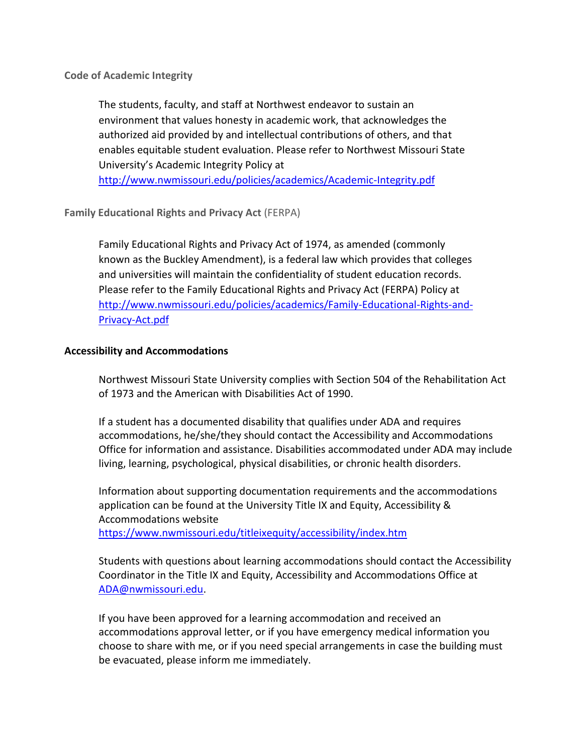### Code of Academic Integrity

The students, faculty, and staff at Northwest endeavor to sustain an environment that values honesty in academic work, that acknowledges the authorized aid provided by and intellectual contributions of others, and that enables equitable student evaluation. Please refer to Northwest Missouri State University's Academic Integrity Policy at http://www.nwmissouri.edu/policies/academics/Academic-Integrity.pdf

### Family Educational Rights and Privacy Act (FERPA)

Family Educational Rights and Privacy Act of 1974, as amended (commonly known as the Buckley Amendment), is a federal law which provides that colleges and universities will maintain the confidentiality of student education records. Please refer to the Family Educational Rights and Privacy Act (FERPA) Policy at http://www.nwmissouri.edu/policies/academics/Family-Educational-Rights-and-Privacy-Act.pdf

### Accessibility and Accommodations

Northwest Missouri State University complies with Section 504 of the Rehabilitation Act of 1973 and the American with Disabilities Act of 1990.

If a student has a documented disability that qualifies under ADA and requires accommodations, he/she/they should contact the Accessibility and Accommodations Office for information and assistance. Disabilities accommodated under ADA may include living, learning, psychological, physical disabilities, or chronic health disorders.

Information about supporting documentation requirements and the accommodations application can be found at the University Title IX and Equity, Accessibility & Accommodations website https://www.nwmissouri.edu/titleixequity/accessibility/index.htm

Students with questions about learning accommodations should contact the Accessibility Coordinator in the Title IX and Equity, Accessibility and Accommodations Office at ADA@nwmissouri.edu.

If you have been approved for a learning accommodation and received an accommodations approval letter, or if you have emergency medical information you choose to share with me, or if you need special arrangements in case the building must be evacuated, please inform me immediately.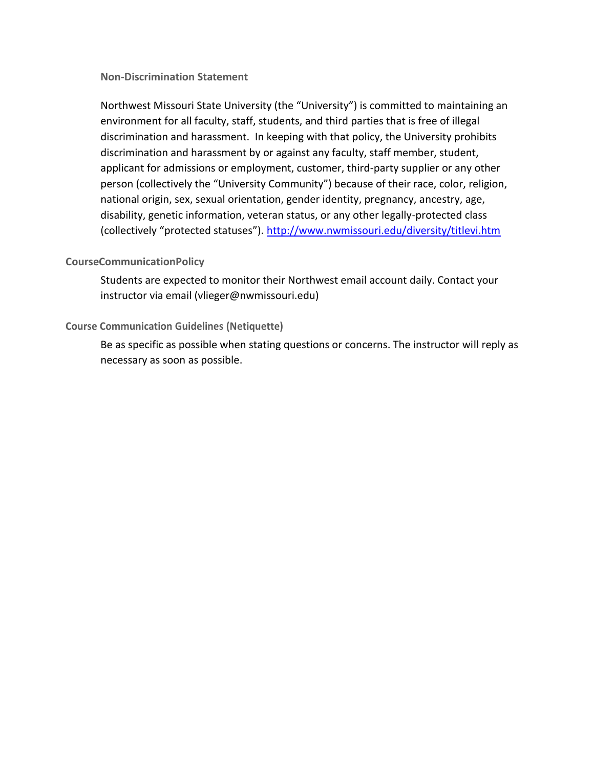### Non-Discrimination Statement

Northwest Missouri State University (the "University") is committed to maintaining an environment for all faculty, staff, students, and third parties that is free of illegal discrimination and harassment. In keeping with that policy, the University prohibits discrimination and harassment by or against any faculty, staff member, student, applicant for admissions or employment, customer, third-party supplier or any other person (collectively the "University Community") because of their race, color, religion, national origin, sex, sexual orientation, gender identity, pregnancy, ancestry, age, disability, genetic information, veteran status, or any other legally-protected class (collectively "protected statuses"). [http://www.nwmissouri.edu/diversity/titlevi.htm](http://www.nwmissouri.edu/diversity/titlevi.htm)

### CourseCommunicationPolicy

Students are expected to monitor their Northwest email account daily. Contact your instructor via email (vlieger@nwmissouri.edu)

### Course Communication Guidelines (Netiquette)

Be as specific as possible when stating questions or concerns. The instructor will reply as necessary as soon as possible.